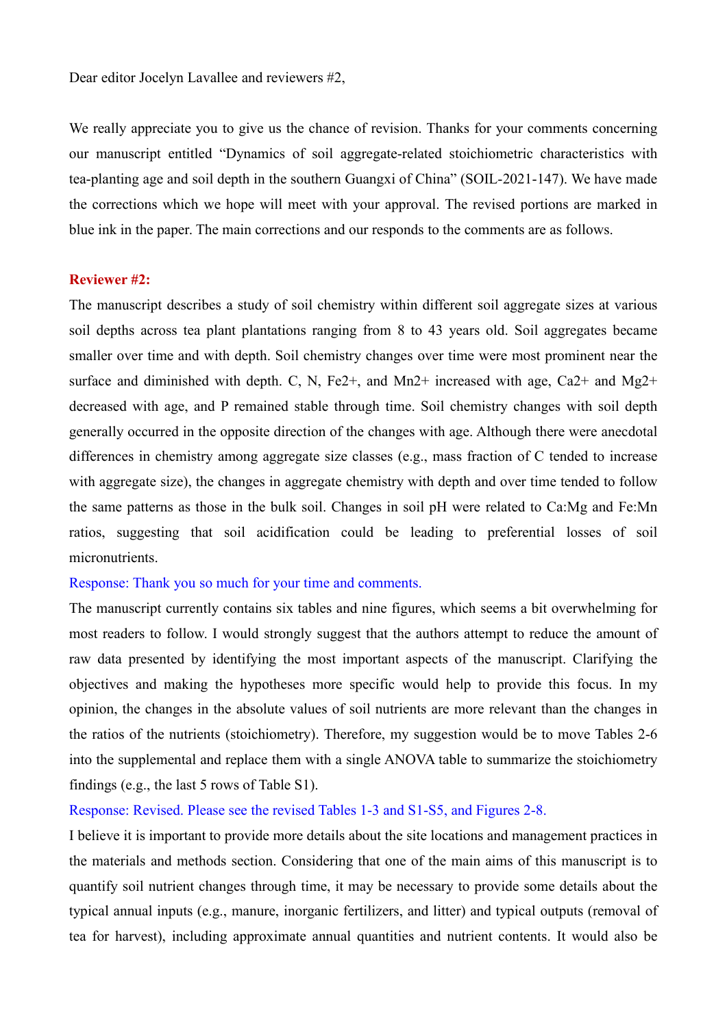Dear editor Jocelyn Lavallee and reviewers #2,

We really appreciate you to give us the chance of revision. Thanks for your comments concerning our manuscript entitled "Dynamics of soil aggregate-related stoichiometric characteristics with tea-planting age and soil depth in the southern Guangxi of China" (SOIL-2021-147). We have made the corrections which we hope will meet with your approval. The revised portions are marked in blue ink in the paper. The main corrections and our responds to the comments are as follows.

**Reviewer #2:**

The manuscript describes a study of soil chemistry within different soil aggregate sizes at various soil depths across tea plant plantations ranging from 8 to 43 years old. Soil aggregates became smaller over time and with depth. Soil chemistry changes over time were most prominent near the surface and diminished with depth. C, N, $Fe^{2+}$, and $Mn^{2+}$ increased with age, $Ca^{2+}$ and $Mg^{2+}$ decreased with age, and P remained stable through time. Soil chemistry changes with soil depth generally occurred in the opposite direction of the changes with age. Although there were anecdotal differences in chemistry among aggregate size classes (e.g., mass fraction of C tended to increase with aggregate size), the changes in aggregate chemistry with depth and over time tended to follow the same patterns as those in the bulk soil. Changes in soil pH were related to Ca:Mg and Fe:Mn ratios, suggesting that soil acidification could be leading to preferential losses of soil micronutrients.

Response: Thank you so much for your time and comments.

The manuscript currently contains six tables and nine figures, which seems a bit overwhelming for most readers to follow. I would strongly suggest that the authors attempt to reduce the amount of raw data presented by identifying the most important aspects of the manuscript. Clarifying the objectives and making the hypotheses more specific would help to provide this focus. In my opinion, the changes in the absolute values of soil nutrients are more relevant than the changes in the ratios of the nutrients (stoichiometry). Therefore, my suggestion would be to move Tables 2-6 into the supplemental and replace them with a single ANOVA table to summarize the stoichiometry findings (e.g., the last 5 rows of Table S1).

Response: Revised. Please see the revised Tables 1-3 and S1-S5, and Figures 2-8.

I believe it is important to provide more details about the site locations and management practices in the materials and methods section. Considering that one of the main aims of this manuscript is to quantify soil nutrient changes through time, it may be necessary to provide some details about the typical annual inputs (e.g., manure, inorganic fertilizers, and litter) and typical outputs (removal of tea for harvest), including approximate annual quantities and nutrient contents. It would also be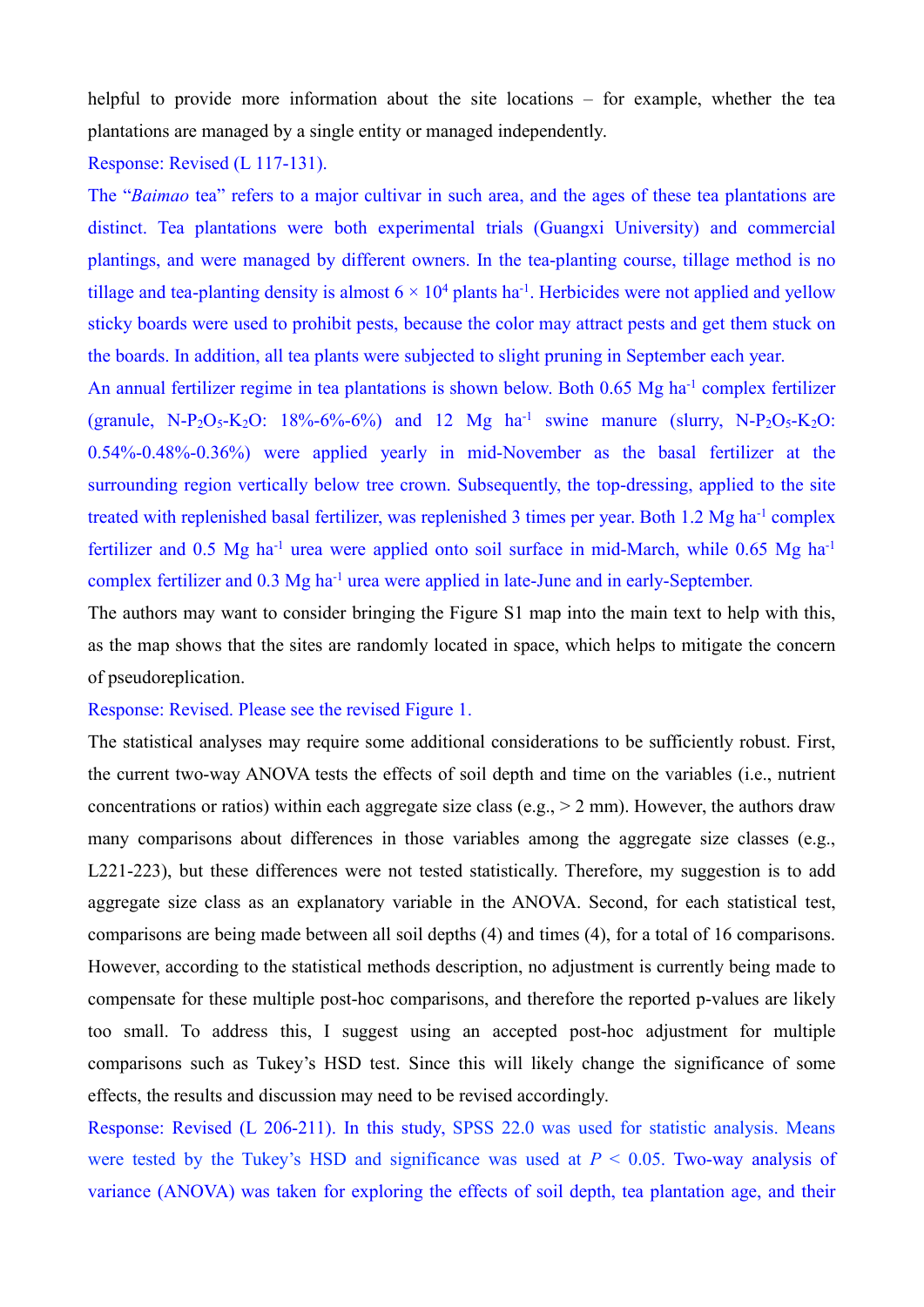helpful to provide more information about the site locations – for example, whether the tea plantations are managed by a single entity or managed independently.

Response: Revised (L 117-131).

The "*Baimao* tea" refers to a major cultivar in such area, and the ages of these tea plantations are distinct. Tea plantations were both experimental trials (Guangxi University) and commercial plantings, and were managed by different owners. In the tea-planting course, tillage method is no tillage and tea-planting density is almost $6 \times 10^4$ plants $ha^{-1}$. Herbicides were not applied and yellow sticky boards were used to prohibit pests, because the color may attract pests and get them stuck on the boards. In addition, all tea plants were subjected to slight pruning in September each year.

An annual fertilizer regime in tea plantations is shown below. Both 0.65 Mg $ha^{-1}$ complex fertilizer (granule, N-$P_2O_5$-$K_2O$: 18%-6%-6%) and 12 Mg $ha^{-1}$ swine manure (slurry, N-$P_2O_5$-$K_2O$: 0.54%-0.48%-0.36%) were applied yearly in mid-November as the basal fertilizer at the surrounding region vertically below tree crown. Subsequently, the top-dressing, applied to the site treated with replenished basal fertilizer, was replenished 3 times per year. Both 1.2 Mg $ha^{-1}$ complex fertilizer and 0.5 Mg $ha^{-1}$ urea were applied onto soil surface in mid-March, while 0.65 Mg $ha^{-1}$ complex fertilizer and 0.3 Mg $ha^{-1}$ urea were applied in late-June and in early-September.

The authors may want to consider bringing the Figure S1 map into the main text to help with this, as the map shows that the sites are randomly located in space, which helps to mitigate the concern of pseudoreplication.

Response: Revised. Please see the revised Figure 1.

The statistical analyses may require some additional considerations to be sufficiently robust. First, the current two-way ANOVA tests the effects of soil depth and time on the variables (i.e., nutrient concentrations or ratios) within each aggregate size class (e.g., > 2 mm). However, the authors draw many comparisons about differences in those variables among the aggregate size classes (e.g., L221-223), but these differences were not tested statistically. Therefore, my suggestion is to add aggregate size class as an explanatory variable in the ANOVA. Second, for each statistical test, comparisons are being made between all soil depths (4) and times (4), for a total of 16 comparisons. However, according to the statistical methods description, no adjustment is currently being made to compensate for these multiple post-hoc comparisons, and therefore the reported p-values are likely too small. To address this, I suggest using an accepted post-hoc adjustment for multiple comparisons such as Tukey's HSD test. Since this will likely change the significance of some effects, the results and discussion may need to be revised accordingly.

Response: Revised (L 206-211). In this study, SPSS 22.0 was used for statistic analysis. Means were tested by the Tukey's HSD and significance was used at $P < 0.05$. Two-way analysis of variance (ANOVA) was taken for exploring the effects of soil depth, tea plantation age, and their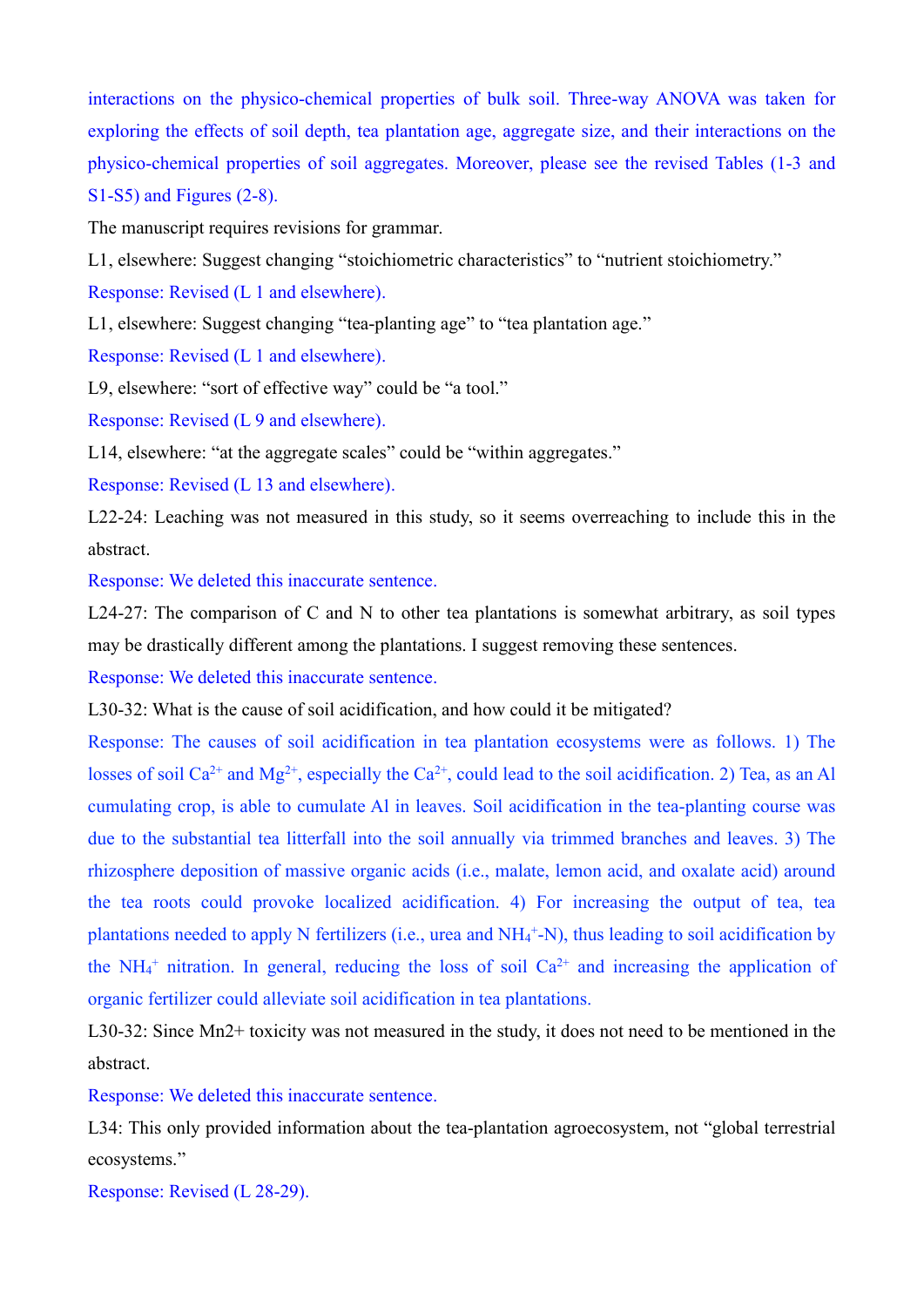interactions on the physico-chemical properties of bulk soil. Three-way ANOVA was taken for exploring the effects of soil depth, tea plantation age, aggregate size, and their interactions on the physico-chemical properties of soil aggregates. Moreover, please see the revised Tables (1-3 and S1-S5) and Figures (2-8).

The manuscript requires revisions for grammar.

L1, elsewhere: Suggest changing "stoichiometric characteristics" to "nutrient stoichiometry."

Response: Revised (L 1 and elsewhere).

L1, elsewhere: Suggest changing "tea-planting age" to "tea plantation age."

Response: Revised (L 1 and elsewhere).

L9, elsewhere: "sort of effective way" could be "a tool."

Response: Revised (L 9 and elsewhere).

L14, elsewhere: "at the aggregate scales" could be "within aggregates."

Response: Revised (L 13 and elsewhere).

L22-24: Leaching was not measured in this study, so it seems overreaching to include this in the abstract.

Response: We deleted this inaccurate sentence.

L24-27: The comparison of C and N to other tea plantations is somewhat arbitrary, as soil types may be drastically different among the plantations. I suggest removing these sentences.

Response: We deleted this inaccurate sentence.

L30-32: What is the cause of soil acidification, and how could it be mitigated?

Response: The causes of soil acidification in tea plantation ecosystems were as follows. 1) The losses of soil $Ca^{2+}$ and $Mg^{2+}$, especially the $Ca^{2+}$, could lead to the soil acidification. 2) Tea, as an Al cumulating crop, is able to cumulate Al in leaves. Soil acidification in the tea-planting course was due to the substantial tea litterfall into the soil annually via trimmed branches and leaves. 3) The rhizosphere deposition of massive organic acids (i.e., malate, lemon acid, and oxalate acid) around the tea roots could provoke localized acidification. 4) For increasing the output of tea, tea plantations needed to apply N fertilizers (i.e., urea and $NH_4^+$-N), thus leading to soil acidification by the $NH_4^+$ nitration. In general, reducing the loss of soil $Ca^{2+}$ and increasing the application of organic fertilizer could alleviate soil acidification in tea plantations.

L30-32: Since $Mn^{2+}$ toxicity was not measured in the study, it does not need to be mentioned in the abstract.

Response: We deleted this inaccurate sentence.

L34: This only provided information about the tea-plantation agroecosystem, not "global terrestrial ecosystems."

Response: Revised (L 28-29).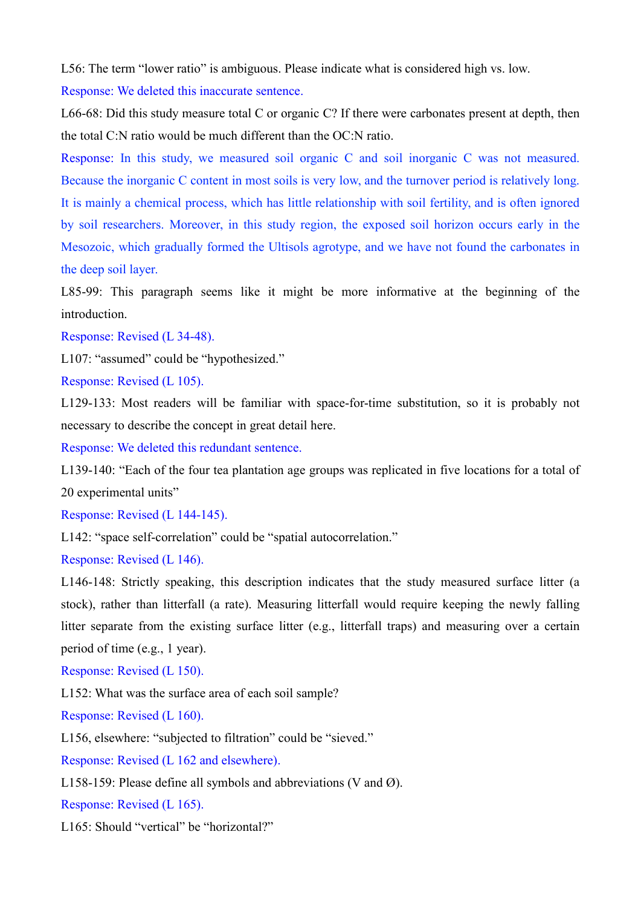L56: The term "lower ratio" is ambiguous. Please indicate what is considered high vs. low.

Response: We deleted this inaccurate sentence.

L66-68: Did this study measure total C or organic C? If there were carbonates present at depth, then the total C:N ratio would be much different than the OC:N ratio.

Response: In this study, we measured soil organic C and soil inorganic C was not measured. Because the inorganic C content in most soils is very low, and the turnover period is relatively long. It is mainly a chemical process, which has little relationship with soil fertility, and is often ignored by soil researchers. Moreover, in this study region, the exposed soil horizon occurs early in the Mesozoic, which gradually formed the Ultisols agrotype, and we have not found the carbonates in the deep soil layer.

L85-99: This paragraph seems like it might be more informative at the beginning of the introduction.

Response: Revised (L 34-48).

L107: "assumed" could be "hypothesized."

Response: Revised (L 105).

L129-133: Most readers will be familiar with space-for-time substitution, so it is probably not necessary to describe the concept in great detail here.

Response: We deleted this redundant sentence.

L139-140: "Each of the four tea plantation age groups was replicated in five locations for a total of 20 experimental units"

Response: Revised (L 144-145).

L142: "space self-correlation" could be "spatial autocorrelation."

Response: Revised (L 146).

L146-148: Strictly speaking, this description indicates that the study measured surface litter (a stock), rather than litterfall (a rate). Measuring litterfall would require keeping the newly falling litter separate from the existing surface litter (e.g., litterfall traps) and measuring over a certain period of time (e.g., 1 year).

Response: Revised (L 150).

L152: What was the surface area of each soil sample?

Response: Revised (L 160).

L156, elsewhere: "subjected to filtration" could be "sieved."

Response: Revised (L 162 and elsewhere).

L158-159: Please define all symbols and abbreviations (V and Ø).

Response: Revised (L 165).

L165: Should "vertical" be "horizontal?"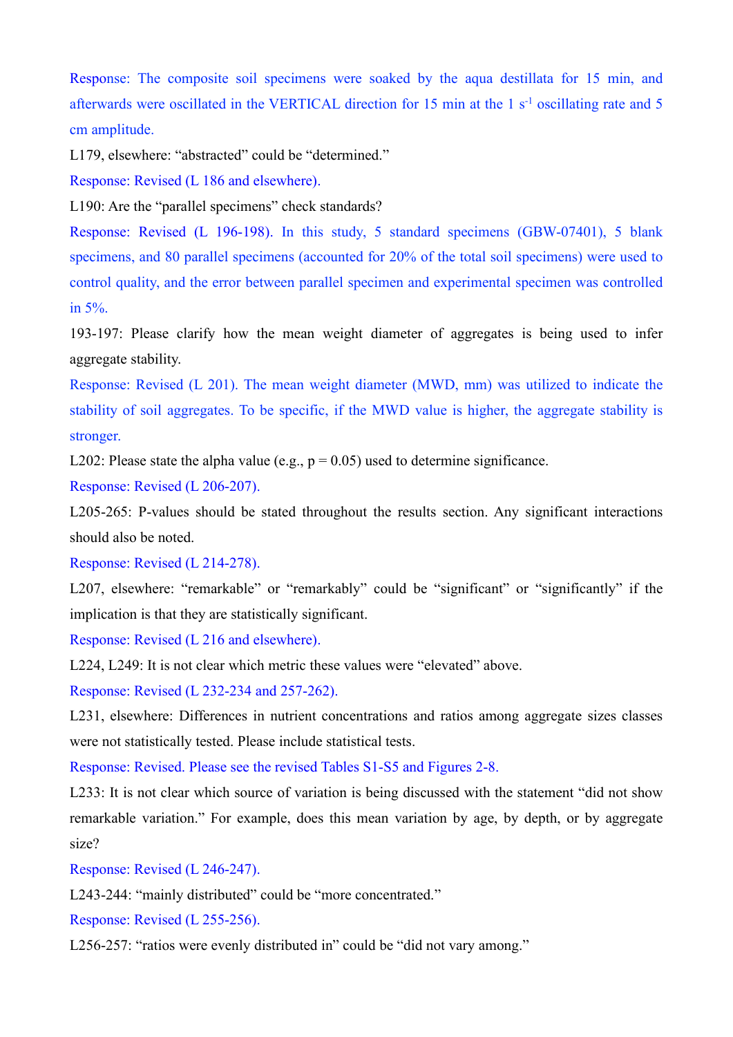Response: The composite soil specimens were soaked by the aqua destillata for 15 min, and afterwards were oscillated in the VERTICAL direction for 15 min at the 1 $s^{-1}$ oscillating rate and 5 cm amplitude.

L179, elsewhere: "abstracted" could be "determined."

Response: Revised (L 186 and elsewhere).

L190: Are the "parallel specimens" check standards?

Response: Revised (L 196-198). In this study, 5 standard specimens (GBW-07401), 5 blank specimens, and 80 parallel specimens (accounted for 20% of the total soil specimens) were used to control quality, and the error between parallel specimen and experimental specimen was controlled in 5%.

193-197: Please clarify how the mean weight diameter of aggregates is being used to infer aggregate stability.

Response: Revised (L 201). The mean weight diameter (MWD, mm) was utilized to indicate the stability of soil aggregates. To be specific, if the MWD value is higher, the aggregate stability is stronger.

L202: Please state the alpha value (e.g., $p = 0.05$) used to determine significance.

Response: Revised (L 206-207).

L205-265: P-values should be stated throughout the results section. Any significant interactions should also be noted.

Response: Revised (L 214-278).

L207, elsewhere: "remarkable" or "remarkably" could be "significant" or "significantly" if the implication is that they are statistically significant.

Response: Revised (L 216 and elsewhere).

L224, L249: It is not clear which metric these values were "elevated" above.

Response: Revised (L 232-234 and 257-262).

L231, elsewhere: Differences in nutrient concentrations and ratios among aggregate sizes classes were not statistically tested. Please include statistical tests.

Response: Revised. Please see the revised Tables S1-S5 and Figures 2-8.

L233: It is not clear which source of variation is being discussed with the statement "did not show remarkable variation." For example, does this mean variation by age, by depth, or by aggregate size?

Response: Revised (L 246-247).

L243-244: "mainly distributed" could be "more concentrated."

Response: Revised (L 255-256).

L256-257: "ratios were evenly distributed in" could be "did not vary among."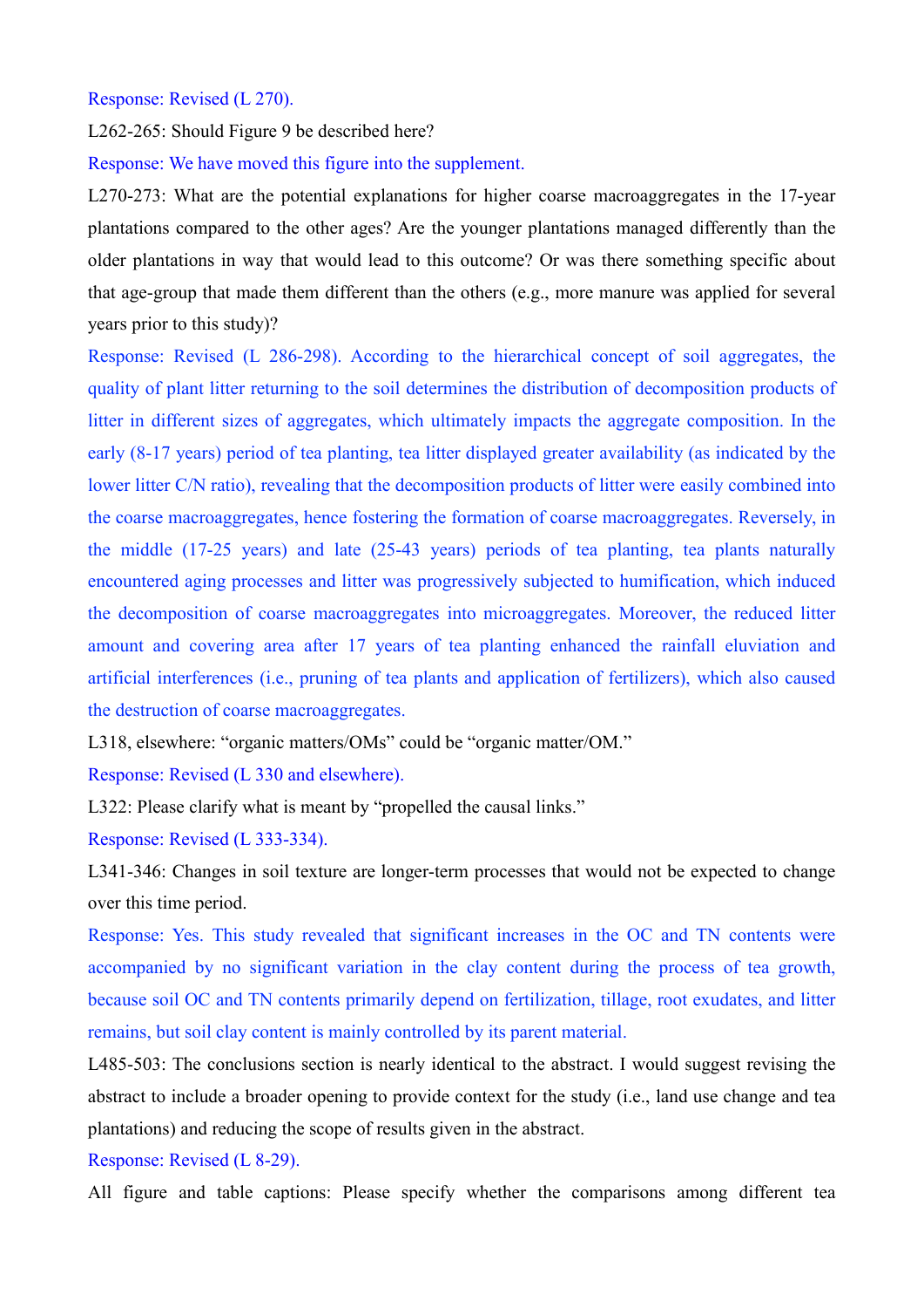Response: Revised (L 270).

L262-265: Should Figure 9 be described here?

Response: We have moved this figure into the supplement.

L270-273: What are the potential explanations for higher coarse macroaggregates in the 17-year plantations compared to the other ages? Are the younger plantations managed differently than the older plantations in way that would lead to this outcome? Or was there something specific about that age-group that made them different than the others (e.g., more manure was applied for several years prior to this study)?

Response: Revised (L 286-298). According to the hierarchical concept of soil aggregates, the quality of plant litter returning to the soil determines the distribution of decomposition products of litter in different sizes of aggregates, which ultimately impacts the aggregate composition. In the early (8-17 years) period of tea planting, tea litter displayed greater availability (as indicated by the lower litter C/N ratio), revealing that the decomposition products of litter were easily combined into the coarse macroaggregates, hence fostering the formation of coarse macroaggregates. Reversely, in the middle (17-25 years) and late (25-43 years) periods of tea planting, tea plants naturally encountered aging processes and litter was progressively subjected to humification, which induced the decomposition of coarse macroaggregates into microaggregates. Moreover, the reduced litter amount and covering area after 17 years of tea planting enhanced the rainfall eluviation and artificial interferences (i.e., pruning of tea plants and application of fertilizers), which also caused the destruction of coarse macroaggregates.

L318, elsewhere: "organic matters/OMs" could be "organic matter/OM."

Response: Revised (L 330 and elsewhere).

L322: Please clarify what is meant by "propelled the causal links."

Response: Revised (L 333-334).

L341-346: Changes in soil texture are longer-term processes that would not be expected to change over this time period.

Response: Yes. This study revealed that significant increases in the OC and TN contents were accompanied by no significant variation in the clay content during the process of tea growth, because soil OC and TN contents primarily depend on fertilization, tillage, root exudates, and litter remains, but soil clay content is mainly controlled by its parent material.

L485-503: The conclusions section is nearly identical to the abstract. I would suggest revising the abstract to include a broader opening to provide context for the study (i.e., land use change and tea plantations) and reducing the scope of results given in the abstract.

Response: Revised (L 8-29).

All figure and table captions: Please specify whether the comparisons among different tea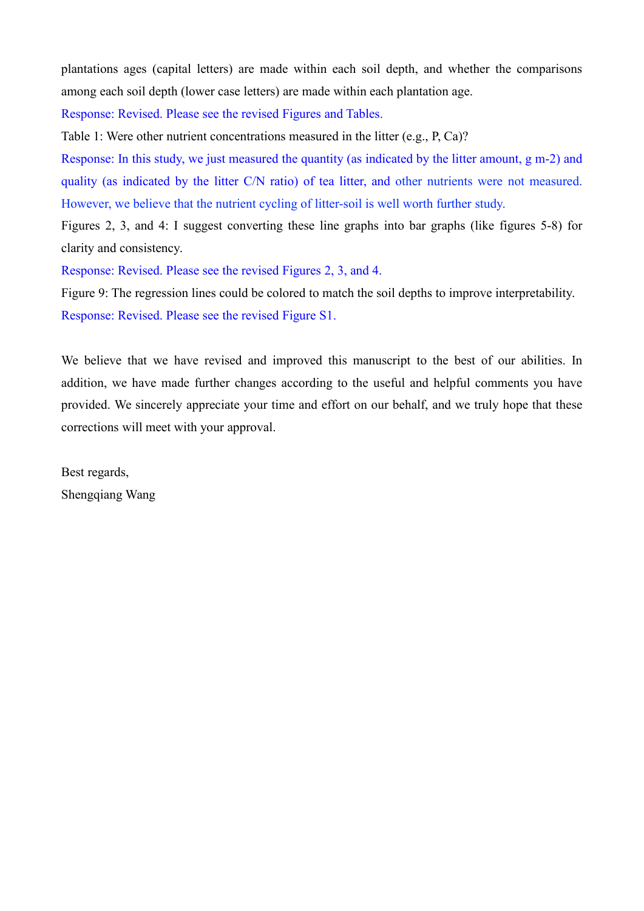plantations ages (capital letters) are made within each soil depth, and whether the comparisons among each soil depth (lower case letters) are made within each plantation age.

Response: Revised. Please see the revised Figures and Tables.

Table 1: Were other nutrient concentrations measured in the litter (e.g., P, Ca)?

Response: In this study, we just measured the quantity (as indicated by the litter amount, g m-2) and quality (as indicated by the litter C/N ratio) of tea litter, and other nutrients were not measured. However, we believe that the nutrient cycling of litter-soil is well worth further study.

Figures 2, 3, and 4: I suggest converting these line graphs into bar graphs (like figures 5-8) for clarity and consistency.

Response: Revised. Please see the revised Figures 2, 3, and 4.

Figure 9: The regression lines could be colored to match the soil depths to improve interpretability.

Response: Revised. Please see the revised Figure S1.

We believe that we have revised and improved this manuscript to the best of our abilities. In addition, we have made further changes according to the useful and helpful comments you have provided. We sincerely appreciate your time and effort on our behalf, and we truly hope that these corrections will meet with your approval.

Best regards,

Shengqiang Wang